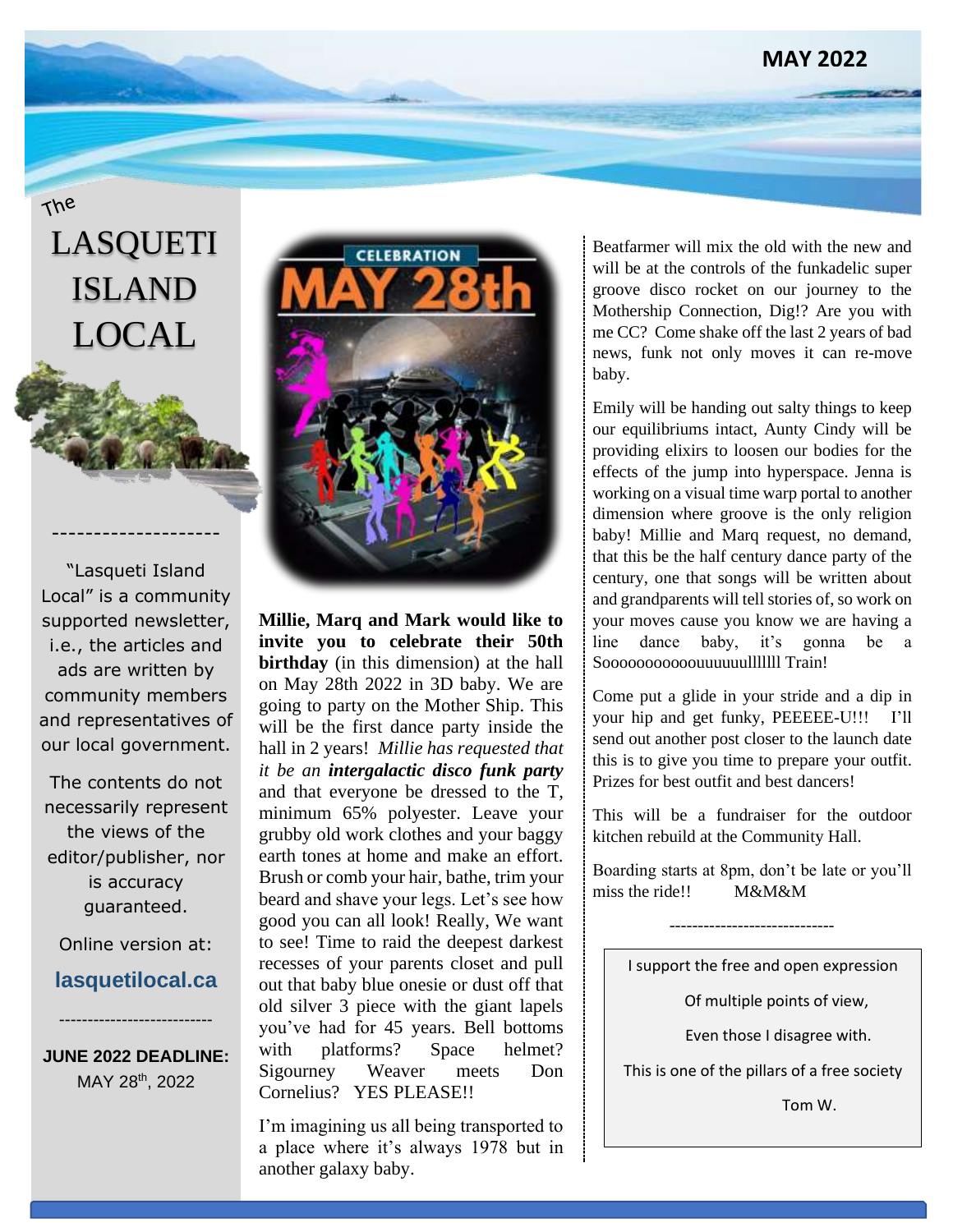MAY 2022

The

# LASQUETI ISLAND LOCAL

--------------------

"Lasqueti Island Local" is a community supported newsletter, i.e., the articles and ads are written by community members and representatives of our local government.

The contents do not necessarily represent the views of the editor/publisher, nor is accuracy guaranteed.

Online version at:

**lasquetilocal.ca**

--------------------------

**JUNE 2022 DEADLINE:**
MAY 28th, 2022

**Millie, Marq and Mark would like to invite you to celebrate their 50th birthday** (in this dimension) at the hall on May 28th 2022 in 3D baby. We are going to party on the Mother Ship. This will be the first dance party inside the hall in 2 years! *Millie has requested that it be an **intergalactic disco funk party*** and that everyone be dressed to the T, minimum 65% polyester. Leave your grubby old work clothes and your baggy earth tones at home and make an effort. Brush or comb your hair, bathe, trim your beard and shave your legs. Let's see how good you can all look! Really, We want to see! Time to raid the deepest darkest recesses of your parents closet and pull out that baby blue onesie or dust off that old silver 3 piece with the giant lapels you've had for 45 years. Bell bottoms with platforms? Space helmet? Sigourney Weaver meets Don Cornelius? YES PLEASE!!

I'm imagining us all being transported to a place where it's always 1978 but in another galaxy baby.

Beatfarmer will mix the old with the new and will be at the controls of the funkadelic super groove disco rocket on our journey to the Mothership Connection, Dig!? Are you with me CC? Come shake off the last 2 years of bad news, funk not only moves it can re-move baby.

Emily will be handing out salty things to keep our equilibriums intact, Aunty Cindy will be providing elixirs to loosen our bodies for the effects of the jump into hyperspace. Jenna is working on a visual time warp portal to another dimension where groove is the only religion baby! Millie and Marq request, no demand, that this be the half century dance party of the century, one that songs will be written about and grandparents will tell stories of, so work on your moves cause you know we are having a line dance baby, it's gonna be a Soooooooooooouuuuuullllllll Train!

Come put a glide in your stride and a dip in your hip and get funky, PEEEEE-U!!! I'll send out another post closer to the launch date this is to give you time to prepare your outfit. Prizes for best outfit and best dancers!

This will be a fundraiser for the outdoor kitchen rebuild at the Community Hall.

Boarding starts at 8pm, don't be late or you'll miss the ride!! M&M&M

-----------------------------

I support the free and open expression

Of multiple points of view,

Even those I disagree with.

This is one of the pillars of a free society

Tom W.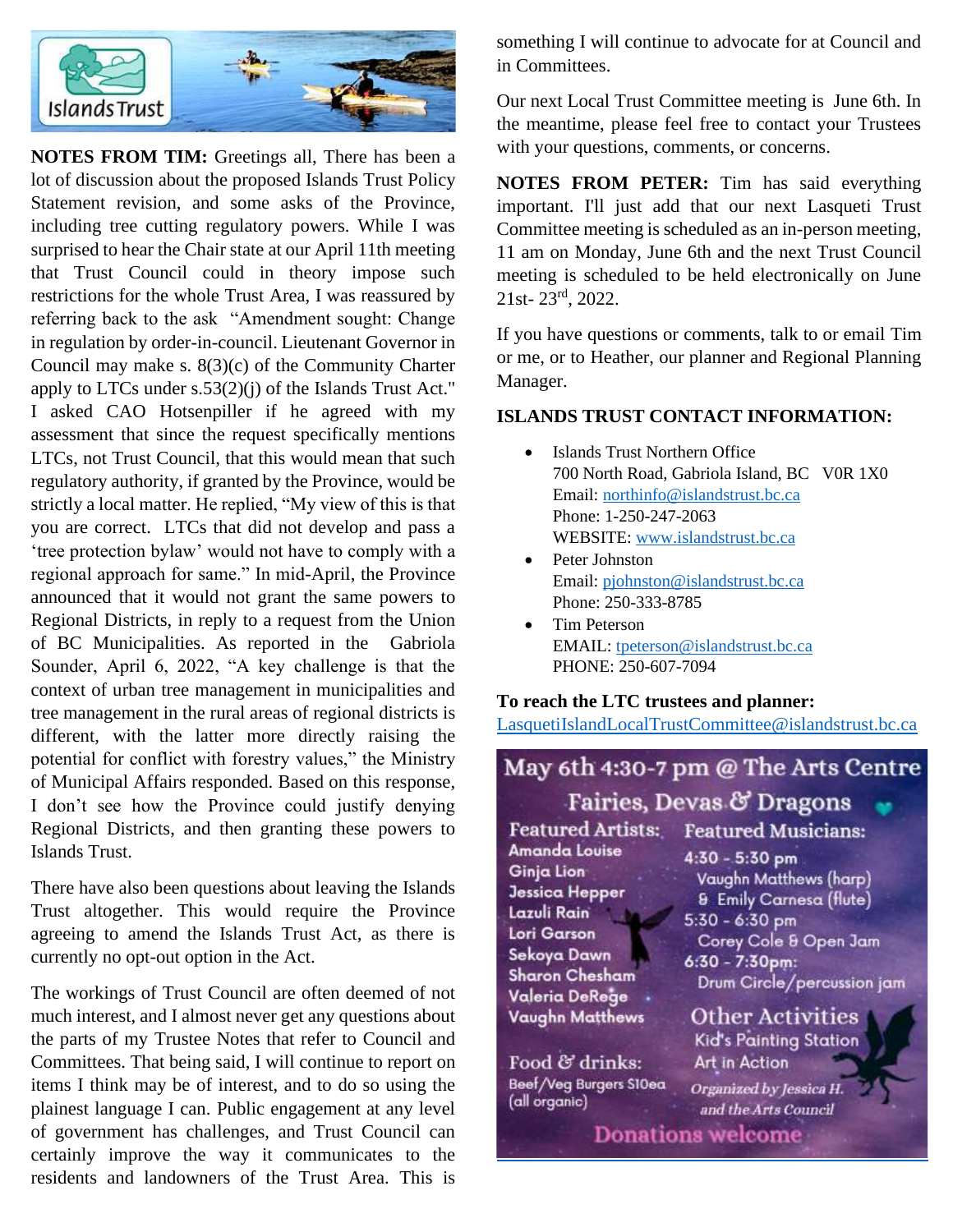**NOTES FROM TIM:** Greetings all, There has been a lot of discussion about the proposed Islands Trust Policy Statement revision, and some asks of the Province, including tree cutting regulatory powers. While I was surprised to hear the Chair state at our April 11th meeting that Trust Council could in theory impose such restrictions for the whole Trust Area, I was reassured by referring back to the ask "Amendment sought: Change in regulation by order-in-council. Lieutenant Governor in Council may make s. 8(3)(c) of the Community Charter apply to LTCs under s.53(2)(j) of the Islands Trust Act." I asked CAO Hotsenpiller if he agreed with my assessment that since the request specifically mentions LTCs, not Trust Council, that this would mean that such regulatory authority, if granted by the Province, would be strictly a local matter. He replied, "My view of this is that you are correct. LTCs that did not develop and pass a 'tree protection bylaw' would not have to comply with a regional approach for same." In mid-April, the Province announced that it would not grant the same powers to Regional Districts, in reply to a request from the Union of BC Municipalities. As reported in the Gabriola Sounder, April 6, 2022, "A key challenge is that the context of urban tree management in municipalities and tree management in the rural areas of regional districts is different, with the latter more directly raising the potential for conflict with forestry values," the Ministry of Municipal Affairs responded. Based on this response, I don't see how the Province could justify denying Regional Districts, and then granting these powers to Islands Trust.

There have also been questions about leaving the Islands Trust altogether. This would require the Province agreeing to amend the Islands Trust Act, as there is currently no opt-out option in the Act.

The workings of Trust Council are often deemed of not much interest, and I almost never get any questions about the parts of my Trustee Notes that refer to Council and Committees. That being said, I will continue to report on items I think may be of interest, and to do so using the plainest language I can. Public engagement at any level of government has challenges, and Trust Council can certainly improve the way it communicates to the residents and landowners of the Trust Area. This is something I will continue to advocate for at Council and in Committees.

Our next Local Trust Committee meeting is June 6th. In the meantime, please feel free to contact your Trustees with your questions, comments, or concerns.

**NOTES FROM PETER:** Tim has said everything important. I'll just add that our next Lasqueti Trust Committee meeting is scheduled as an in-person meeting, 11 am on Monday, June 6th and the next Trust Council meeting is scheduled to be held electronically on June 21st- 23rd, 2022.

If you have questions or comments, talk to or email Tim or me, or to Heather, our planner and Regional Planning Manager.

### ISLANDS TRUST CONTACT INFORMATION:

- Islands Trust Northern Office
  700 North Road, Gabriola Island, BC V0R 1X0
  Email: northinfo@islandstrust.bc.ca
  Phone: 1-250-247-2063
  WEBSITE: www.islandstrust.bc.ca
- Peter Johnston
  Email: pjohnston@islandstrust.bc.ca
  Phone: 250-333-8785
- Tim Peterson
  EMAIL: tpeterson@islandstrust.bc.ca
  PHONE: 250-607-7094

**To reach the LTC trustees and planner:**
LasquetiIslandLocalTrustCommittee@islandstrust.bc.ca

**May 6th 4:30-7 pm @ The Arts Centre**

**Fairies, Devas & Dragons**

**Featured Artists:**
Amanda Louise
Ginja Lion
Jessica Hepper
Lazuli Rain
Lori Garson
Sekoya Dawn
Sharon Chesham
Valeria DeRege
Vaughn Matthews

**Featured Musicians:**
4:30 - 5:30 pm
Vaughn Matthews (harp) & Emily Carnesa (flute)
5:30 - 6:30 pm
Corey Cole & Open Jam
6:30 - 7:30pm:
Drum Circle/percussion jam

**Food & drinks:**
Beef/Veg Burgers $10ea (all organic)

**Other Activities**
Kid's Painting Station
Art in Action

*Organized by Jessica H. and the Arts Council*

**Donations welcome**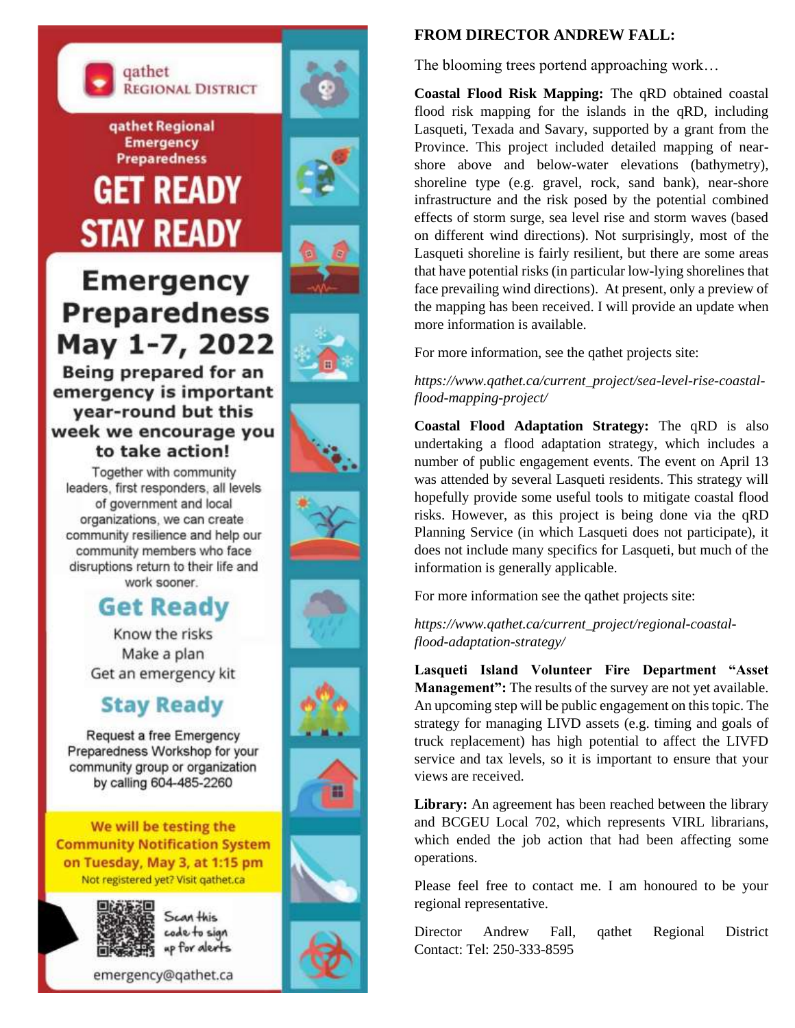qathet REGIONAL DISTRICT

qathet Regional Emergency Preparedness

# GET READY STAY READY

## Emergency Preparedness May 1-7, 2022

**Being prepared for an emergency is important year-round but this week we encourage you to take action!**

Together with community leaders, first responders, all levels of government and local organizations, we can create community resilience and help our community members who face disruptions return to their life and work sooner.

### Get Ready

Know the risks
Make a plan
Get an emergency kit

### Stay Ready

Request a free Emergency Preparedness Workshop for your community group or organization by calling 604-485-2260

**We will be testing the Community Notification System on Tuesday, May 3, at 1:15 pm**

Not registered yet? Visit qathet.ca

Scan this code to sign up for alerts

emergency@qathet.ca

## FROM DIRECTOR ANDREW FALL:

The blooming trees portend approaching work…

**Coastal Flood Risk Mapping:** The qRD obtained coastal flood risk mapping for the islands in the qRD, including Lasqueti, Texada and Savary, supported by a grant from the Province. This project included detailed mapping of near-shore above and below-water elevations (bathymetry), shoreline type (e.g. gravel, rock, sand bank), near-shore infrastructure and the risk posed by the potential combined effects of storm surge, sea level rise and storm waves (based on different wind directions). Not surprisingly, most of the Lasqueti shoreline is fairly resilient, but there are some areas that have potential risks (in particular low-lying shorelines that face prevailing wind directions). At present, only a preview of the mapping has been received. I will provide an update when more information is available.

For more information, see the qathet projects site:

*https://www.qathet.ca/current_project/sea-level-rise-coastal-flood-mapping-project/*

**Coastal Flood Adaptation Strategy:** The qRD is also undertaking a flood adaptation strategy, which includes a number of public engagement events. The event on April 13 was attended by several Lasqueti residents. This strategy will hopefully provide some useful tools to mitigate coastal flood risks. However, as this project is being done via the qRD Planning Service (in which Lasqueti does not participate), it does not include many specifics for Lasqueti, but much of the information is generally applicable.

For more information see the qathet projects site:

*https://www.qathet.ca/current_project/regional-coastal-flood-adaptation-strategy/*

**Lasqueti Island Volunteer Fire Department "Asset Management":** The results of the survey are not yet available. An upcoming step will be public engagement on this topic. The strategy for managing LIVD assets (e.g. timing and goals of truck replacement) has high potential to affect the LIVFD service and tax levels, so it is important to ensure that your views are received.

**Library:** An agreement has been reached between the library and BCGEU Local 702, which represents VIRL librarians, which ended the job action that had been affecting some operations.

Please feel free to contact me. I am honoured to be your regional representative.

Director Andrew Fall, qathet Regional District
Contact: Tel: 250-333-8595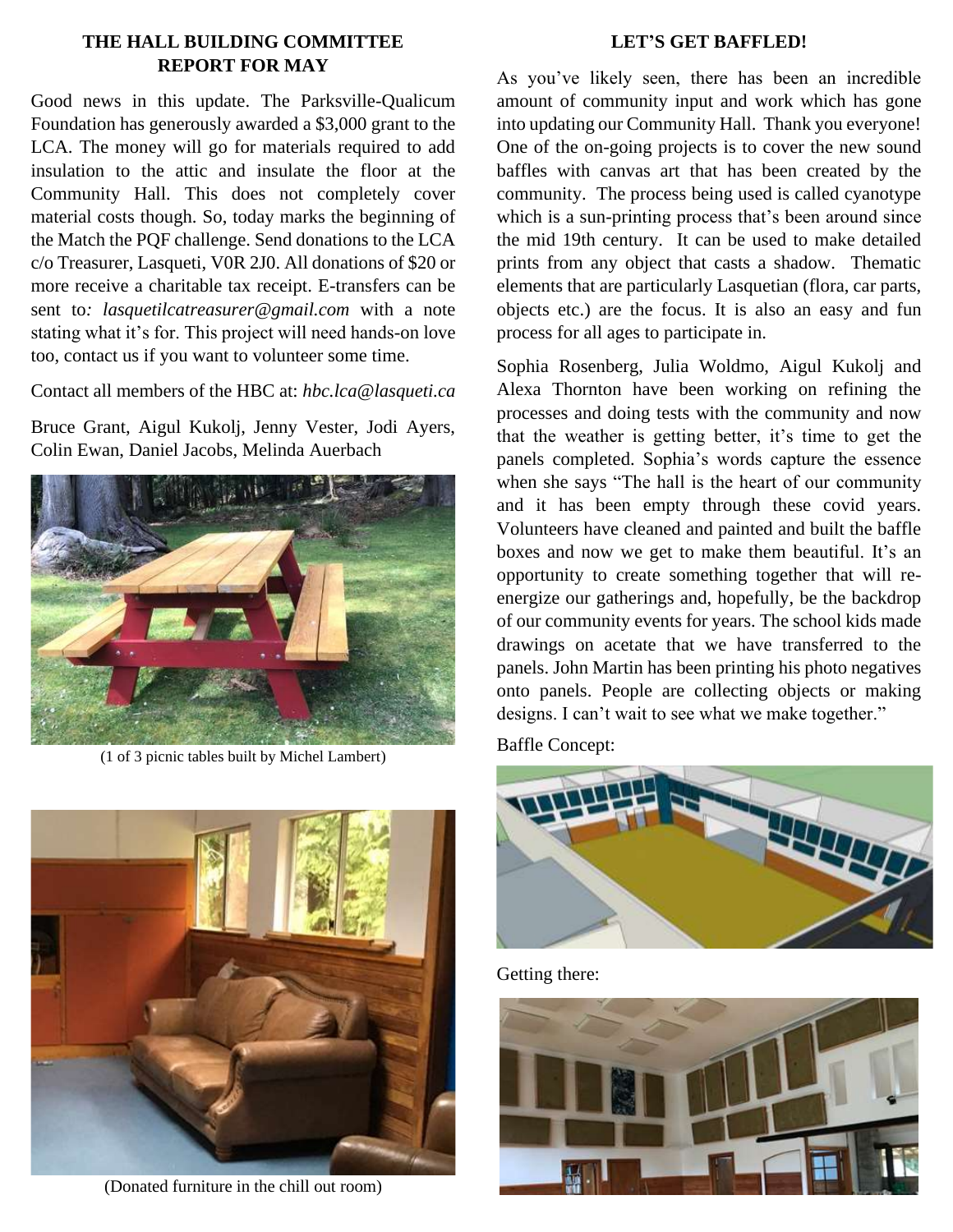## THE HALL BUILDING COMMITTEE REPORT FOR MAY

Good news in this update. The Parksville-Qualicum Foundation has generously awarded a $3,000 grant to the LCA. The money will go for materials required to add insulation to the attic and insulate the floor at the Community Hall. This does not completely cover material costs though. So, today marks the beginning of the Match the PQF challenge. Send donations to the LCA c/o Treasurer, Lasqueti, V0R 2J0. All donations of $20 or more receive a charitable tax receipt. E-transfers can be sent to*: lasquetilcatreasurer@gmail.com* with a note stating what it's for. This project will need hands-on love too, contact us if you want to volunteer some time.

Contact all members of the HBC at: *hbc.lca@lasqueti.ca*

Bruce Grant, Aigul Kukolj, Jenny Vester, Jodi Ayers, Colin Ewan, Daniel Jacobs, Melinda Auerbach

(1 of 3 picnic tables built by Michel Lambert)

(Donated furniture in the chill out room)

## LET'S GET BAFFLED!

As you've likely seen, there has been an incredible amount of community input and work which has gone into updating our Community Hall. Thank you everyone! One of the on-going projects is to cover the new sound baffles with canvas art that has been created by the community. The process being used is called cyanotype which is a sun-printing process that's been around since the mid 19th century. It can be used to make detailed prints from any object that casts a shadow. Thematic elements that are particularly Lasquetian (flora, car parts, objects etc.) are the focus. It is also an easy and fun process for all ages to participate in.

Sophia Rosenberg, Julia Woldmo, Aigul Kukolj and Alexa Thornton have been working on refining the processes and doing tests with the community and now that the weather is getting better, it's time to get the panels completed. Sophia's words capture the essence when she says "The hall is the heart of our community and it has been empty through these covid years. Volunteers have cleaned and painted and built the baffle boxes and now we get to make them beautiful. It's an opportunity to create something together that will re-energize our gatherings and, hopefully, be the backdrop of our community events for years. The school kids made drawings on acetate that we have transferred to the panels. John Martin has been printing his photo negatives onto panels. People are collecting objects or making designs. I can't wait to see what we make together."

Baffle Concept:

Getting there: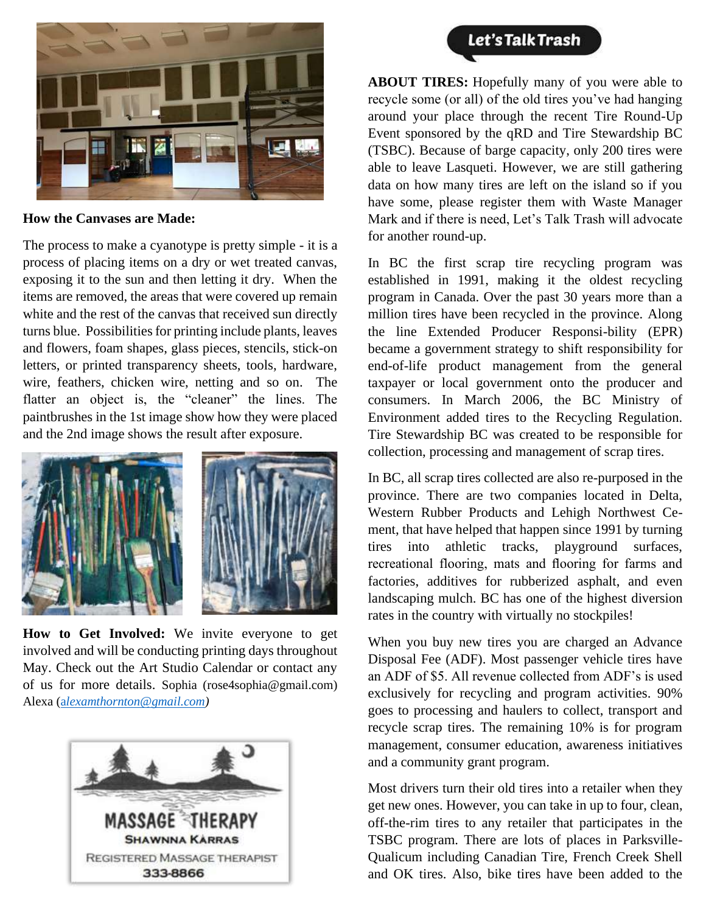### How the Canvases are Made:

The process to make a cyanotype is pretty simple - it is a process of placing items on a dry or wet treated canvas, exposing it to the sun and then letting it dry. When the items are removed, the areas that were covered up remain white and the rest of the canvas that received sun directly turns blue. Possibilities for printing include plants, leaves and flowers, foam shapes, glass pieces, stencils, stick-on letters, or printed transparency sheets, tools, hardware, wire, feathers, chicken wire, netting and so on. The flatter an object is, the "cleaner" the lines. The paintbrushes in the 1st image show how they were placed and the 2nd image shows the result after exposure.

**How to Get Involved:** We invite everyone to get involved and will be conducting printing days throughout May. Check out the Art Studio Calendar or contact any of us for more details. Sophia (rose4sophia@gmail.com) Alexa (*alexamthornton@gmail.com*)

MASSAGE THERAPY
SHAWNNA KARRAS
REGISTERED MASSAGE THERAPIST
333-8866

## Let's Talk Trash

**ABOUT TIRES:** Hopefully many of you were able to recycle some (or all) of the old tires you've had hanging around your place through the recent Tire Round-Up Event sponsored by the qRD and Tire Stewardship BC (TSBC). Because of barge capacity, only 200 tires were able to leave Lasqueti. However, we are still gathering data on how many tires are left on the island so if you have some, please register them with Waste Manager Mark and if there is need, Let's Talk Trash will advocate for another round-up.

In BC the first scrap tire recycling program was established in 1991, making it the oldest recycling program in Canada. Over the past 30 years more than a million tires have been recycled in the province. Along the line Extended Producer Responsi-bility (EPR) became a government strategy to shift responsibility for end-of-life product management from the general taxpayer or local government onto the producer and consumers. In March 2006, the BC Ministry of Environment added tires to the Recycling Regulation. Tire Stewardship BC was created to be responsible for collection, processing and management of scrap tires.

In BC, all scrap tires collected are also re-purposed in the province. There are two companies located in Delta, Western Rubber Products and Lehigh Northwest Ce-ment, that have helped that happen since 1991 by turning tires into athletic tracks, playground surfaces, recreational flooring, mats and flooring for farms and factories, additives for rubberized asphalt, and even landscaping mulch. BC has one of the highest diversion rates in the country with virtually no stockpiles!

When you buy new tires you are charged an Advance Disposal Fee (ADF). Most passenger vehicle tires have an ADF of $5. All revenue collected from ADF's is used exclusively for recycling and program activities. 90% goes to processing and haulers to collect, transport and recycle scrap tires. The remaining 10% is for program management, consumer education, awareness initiatives and a community grant program.

Most drivers turn their old tires into a retailer when they get new ones. However, you can take in up to four, clean, off-the-rim tires to any retailer that participates in the TSBC program. There are lots of places in Parksville-Qualicum including Canadian Tire, French Creek Shell and OK tires. Also, bike tires have been added to the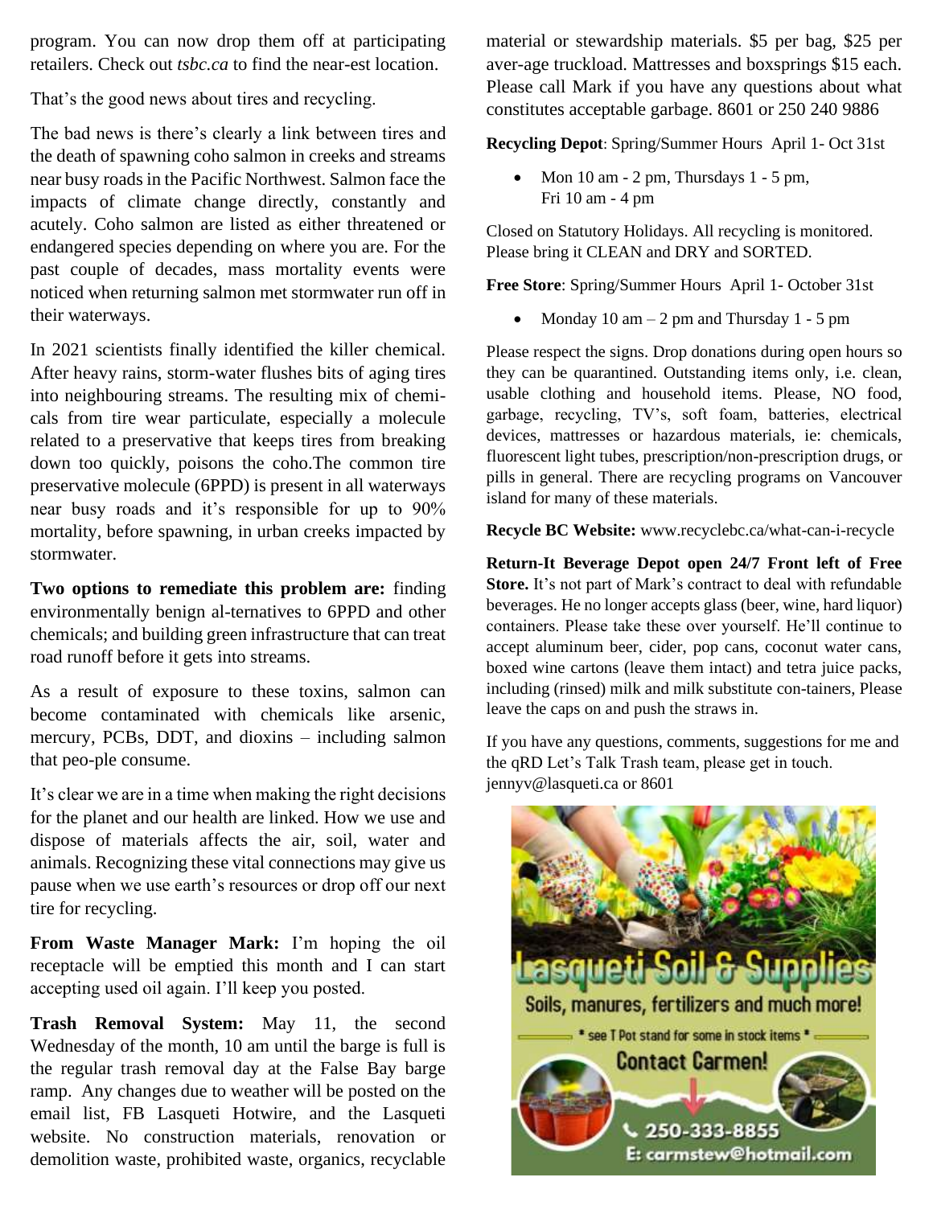program. You can now drop them off at participating retailers. Check out *tsbc.ca* to find the near-est location.

That's the good news about tires and recycling.

The bad news is there's clearly a link between tires and the death of spawning coho salmon in creeks and streams near busy roads in the Pacific Northwest. Salmon face the impacts of climate change directly, constantly and acutely. Coho salmon are listed as either threatened or endangered species depending on where you are. For the past couple of decades, mass mortality events were noticed when returning salmon met stormwater run off in their waterways.

In 2021 scientists finally identified the killer chemical. After heavy rains, storm-water flushes bits of aging tires into neighbouring streams. The resulting mix of chemicals from tire wear particulate, especially a molecule related to a preservative that keeps tires from breaking down too quickly, poisons the coho.The common tire preservative molecule (6PPD) is present in all waterways near busy roads and it's responsible for up to 90% mortality, before spawning, in urban creeks impacted by stormwater.

**Two options to remediate this problem are:** finding environmentally benign al-ternatives to 6PPD and other chemicals; and building green infrastructure that can treat road runoff before it gets into streams.

As a result of exposure to these toxins, salmon can become contaminated with chemicals like arsenic, mercury, PCBs, DDT, and dioxins – including salmon that peo-ple consume.

It's clear we are in a time when making the right decisions for the planet and our health are linked. How we use and dispose of materials affects the air, soil, water and animals. Recognizing these vital connections may give us pause when we use earth's resources or drop off our next tire for recycling.

**From Waste Manager Mark:** I'm hoping the oil receptacle will be emptied this month and I can start accepting used oil again. I'll keep you posted.

**Trash Removal System:** May 11, the second Wednesday of the month, 10 am until the barge is full is the regular trash removal day at the False Bay barge ramp. Any changes due to weather will be posted on the email list, FB Lasqueti Hotwire, and the Lasqueti website. No construction materials, renovation or demolition waste, prohibited waste, organics, recyclable material or stewardship materials. $5 per bag, $25 per aver-age truckload. Mattresses and boxsprings $15 each. Please call Mark if you have any questions about what constitutes acceptable garbage. 8601 or 250 240 9886

**Recycling Depot**: Spring/Summer Hours April 1- Oct 31st

- Mon 10 am - 2 pm, Thursdays 1 - 5 pm, Fri 10 am - 4 pm

Closed on Statutory Holidays. All recycling is monitored. Please bring it CLEAN and DRY and SORTED.

**Free Store**: Spring/Summer Hours April 1- October 31st

- Monday 10 am – 2 pm and Thursday 1 - 5 pm

Please respect the signs. Drop donations during open hours so they can be quarantined. Outstanding items only, i.e. clean, usable clothing and household items. Please, NO food, garbage, recycling, TV's, soft foam, batteries, electrical devices, mattresses or hazardous materials, ie: chemicals, fluorescent light tubes, prescription/non-prescription drugs, or pills in general. There are recycling programs on Vancouver island for many of these materials.

**Recycle BC Website:** www.recyclebc.ca/what-can-i-recycle

**Return-It Beverage Depot open 24/7 Front left of Free Store.** It's not part of Mark's contract to deal with refundable beverages. He no longer accepts glass (beer, wine, hard liquor) containers. Please take these over yourself. He'll continue to accept aluminum beer, cider, pop cans, coconut water cans, boxed wine cartons (leave them intact) and tetra juice packs, including (rinsed) milk and milk substitute con-tainers, Please leave the caps on and push the straws in.

If you have any questions, comments, suggestions for me and the qRD Let's Talk Trash team, please get in touch. jennyv@lasqueti.ca or 8601

**Lasqueti Soil & Supplies**

Soils, manures, fertilizers and much more!

* see T Pot stand for some in stock items *

Contact Carmen!

250-333-8855

E: carmstew@hotmail.com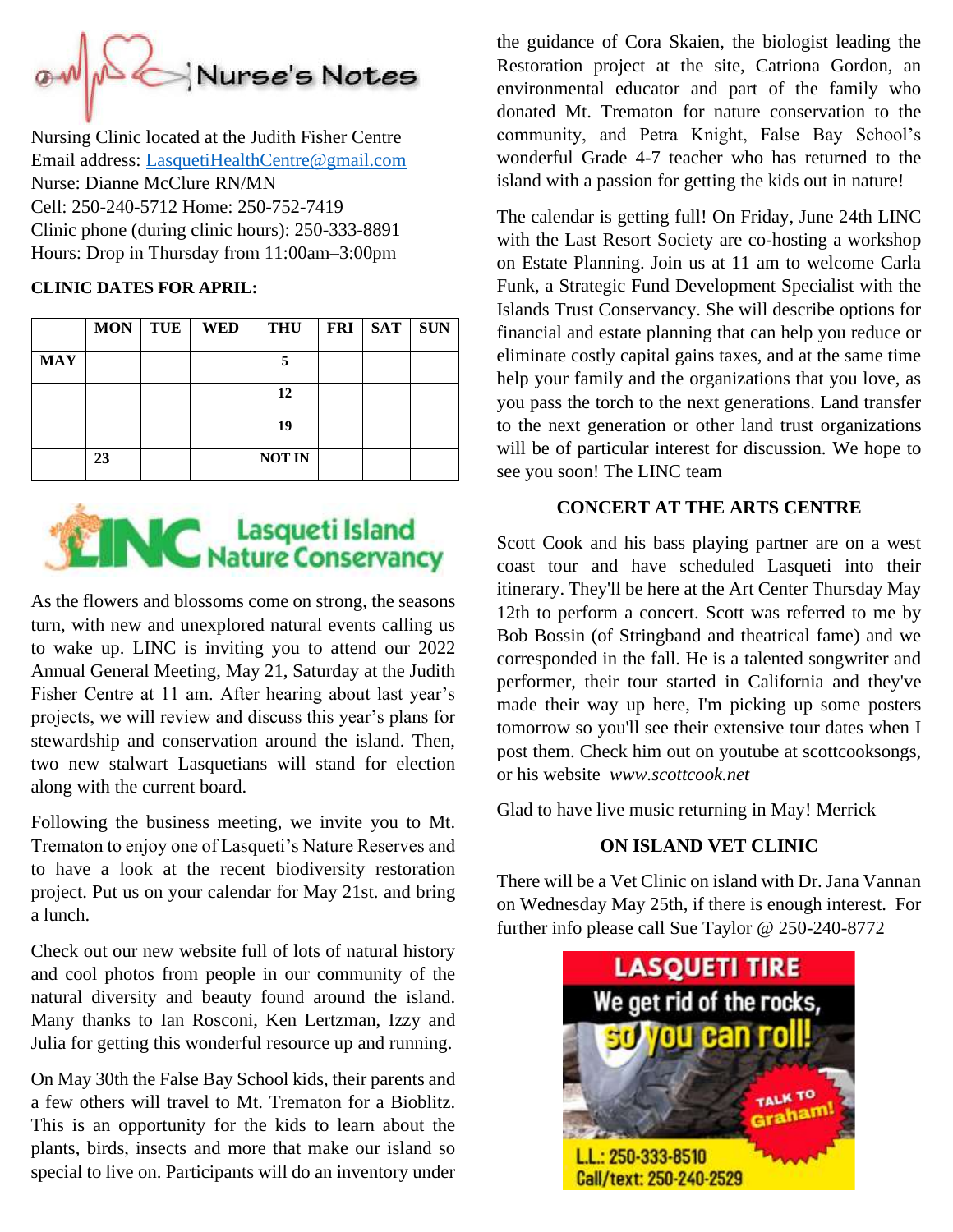# Nurse's Notes

Nursing Clinic located at the Judith Fisher Centre
Email address: LasquetiHealthCentre@gmail.com
Nurse: Dianne McClure RN/MN
Cell: 250-240-5712 Home: 250-752-7419
Clinic phone (during clinic hours): 250-333-8891
Hours: Drop in Thursday from 11:00am–3:00pm

**CLINIC DATES FOR APRIL:**

| | MON | TUE | WED | THU | FRI | SAT | SUN |
|---|---|---|---|---|---|---|---|
| **MAY** | | | | **5** | | | |
| | | | | **12** | | | |
| | | | | **19** | | | |
| | **23** | | | **NOT IN** | | | |

## LINC Lasqueti Island Nature Conservancy

As the flowers and blossoms come on strong, the seasons turn, with new and unexplored natural events calling us to wake up. LINC is inviting you to attend our 2022 Annual General Meeting, May 21, Saturday at the Judith Fisher Centre at 11 am. After hearing about last year's projects, we will review and discuss this year's plans for stewardship and conservation around the island. Then, two new stalwart Lasquetians will stand for election along with the current board.

Following the business meeting, we invite you to Mt. Trematon to enjoy one of Lasqueti's Nature Reserves and to have a look at the recent biodiversity restoration project. Put us on your calendar for May 21st. and bring a lunch.

Check out our new website full of lots of natural history and cool photos from people in our community of the natural diversity and beauty found around the island. Many thanks to Ian Rosconi, Ken Lertzman, Izzy and Julia for getting this wonderful resource up and running.

On May 30th the False Bay School kids, their parents and a few others will travel to Mt. Trematon for a Bioblitz. This is an opportunity for the kids to learn about the plants, birds, insects and more that make our island so special to live on. Participants will do an inventory under the guidance of Cora Skaien, the biologist leading the Restoration project at the site, Catriona Gordon, an environmental educator and part of the family who donated Mt. Trematon for nature conservation to the community, and Petra Knight, False Bay School's wonderful Grade 4-7 teacher who has returned to the island with a passion for getting the kids out in nature!

The calendar is getting full! On Friday, June 24th LINC with the Last Resort Society are co-hosting a workshop on Estate Planning. Join us at 11 am to welcome Carla Funk, a Strategic Fund Development Specialist with the Islands Trust Conservancy. She will describe options for financial and estate planning that can help you reduce or eliminate costly capital gains taxes, and at the same time help your family and the organizations that you love, as you pass the torch to the next generations. Land transfer to the next generation or other land trust organizations will be of particular interest for discussion. We hope to see you soon! The LINC team

## CONCERT AT THE ARTS CENTRE

Scott Cook and his bass playing partner are on a west coast tour and have scheduled Lasqueti into their itinerary. They'll be here at the Art Center Thursday May 12th to perform a concert. Scott was referred to me by Bob Bossin (of Stringband and theatrical fame) and we corresponded in the fall. He is a talented songwriter and performer, their tour started in California and they've made their way up here, I'm picking up some posters tomorrow so you'll see their extensive tour dates when I post them. Check him out on youtube at scottcooksongs, or his website *www.scottcook.net*

Glad to have live music returning in May! Merrick

## ON ISLAND VET CLINIC

There will be a Vet Clinic on island with Dr. Jana Vannan on Wednesday May 25th, if there is enough interest. For further info please call Sue Taylor @ 250-240-8772

**LASQUETI TIRE**
We get rid of the rocks, so you can roll!
TALK TO Graham!
L.L.: 250-333-8510
Call/text: 250-240-2529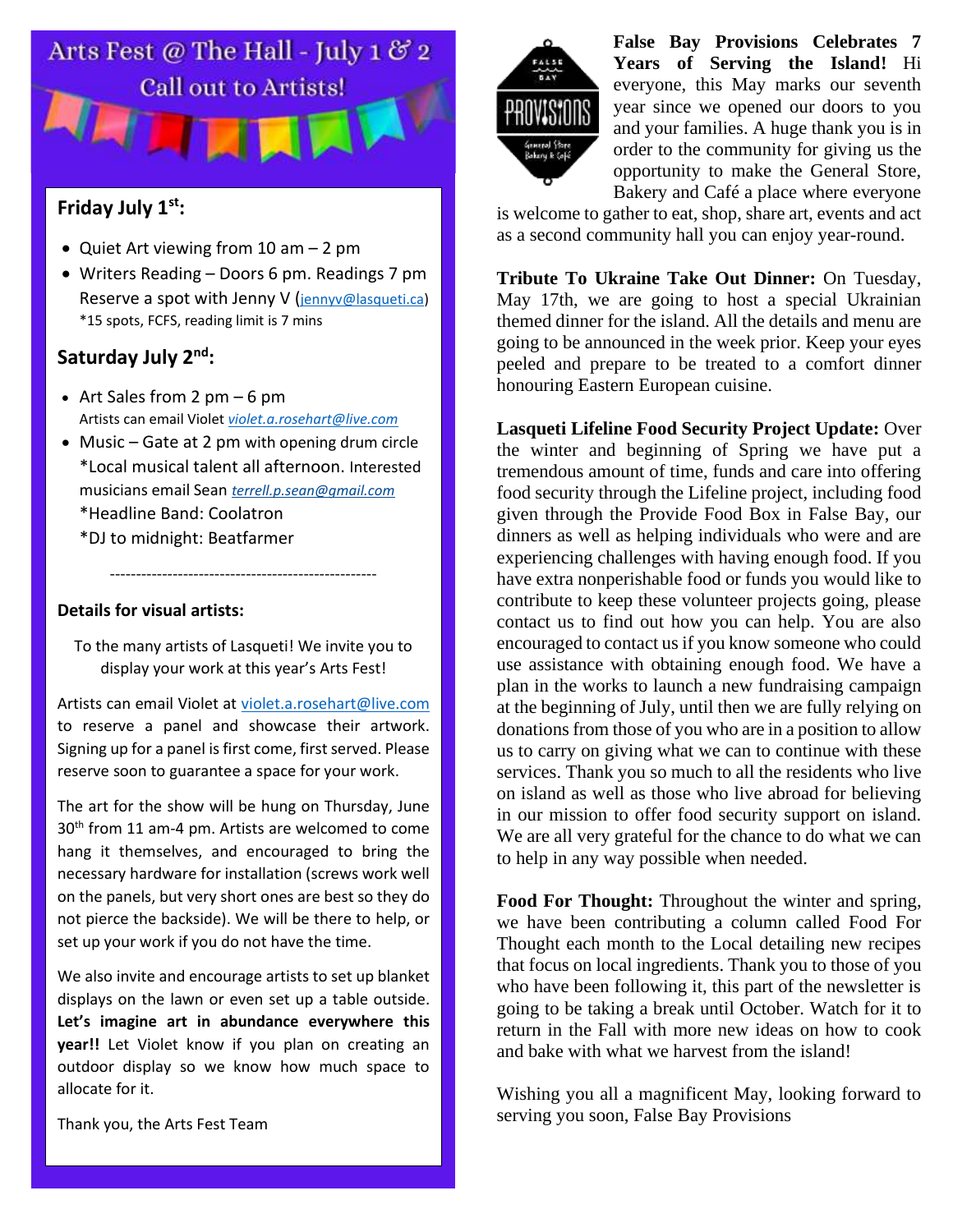# Arts Fest @ The Hall - July 1 & 2

## Call out to Artists!

### Friday July 1st:

- Quiet Art viewing from 10 am – 2 pm
- Writers Reading – Doors 6 pm. Readings 7 pm
  Reserve a spot with Jenny V (jennyv@lasqueti.ca)
  *15 spots, FCFS, reading limit is 7 mins

### Saturday July 2nd:

- Art Sales from 2 pm – 6 pm
  Artists can email Violet *violet.a.rosehart@live.com*
- Music – Gate at 2 pm with opening drum circle
  *Local musical talent all afternoon. Interested musicians email Sean *terrell.p.sean@gmail.com*
  *Headline Band: Coolatron
  *DJ to midnight: Beatfarmer

---

**Details for visual artists:**

To the many artists of Lasqueti! We invite you to display your work at this year's Arts Fest!

Artists can email Violet at violet.a.rosehart@live.com to reserve a panel and showcase their artwork. Signing up for a panel is first come, first served. Please reserve soon to guarantee a space for your work.

The art for the show will be hung on Thursday, June 30th from 11 am-4 pm. Artists are welcomed to come hang it themselves, and encouraged to bring the necessary hardware for installation (screws work well on the panels, but very short ones are best so they do not pierce the backside). We will be there to help, or set up your work if you do not have the time.

We also invite and encourage artists to set up blanket displays on the lawn or even set up a table outside. **Let's imagine art in abundance everywhere this year!!** Let Violet know if you plan on creating an outdoor display so we know how much space to allocate for it.

Thank you, the Arts Fest Team

**False Bay Provisions Celebrates 7 Years of Serving the Island!** Hi everyone, this May marks our seventh year since we opened our doors to you and your families. A huge thank you is in order to the community for giving us the opportunity to make the General Store, Bakery and Café a place where everyone is welcome to gather to eat, shop, share art, events and act as a second community hall you can enjoy year-round.

**Tribute To Ukraine Take Out Dinner:** On Tuesday, May 17th, we are going to host a special Ukrainian themed dinner for the island. All the details and menu are going to be announced in the week prior. Keep your eyes peeled and prepare to be treated to a comfort dinner honouring Eastern European cuisine.

**Lasqueti Lifeline Food Security Project Update:** Over the winter and beginning of Spring we have put a tremendous amount of time, funds and care into offering food security through the Lifeline project, including food given through the Provide Food Box in False Bay, our dinners as well as helping individuals who were and are experiencing challenges with having enough food. If you have extra nonperishable food or funds you would like to contribute to keep these volunteer projects going, please contact us to find out how you can help. You are also encouraged to contact us if you know someone who could use assistance with obtaining enough food. We have a plan in the works to launch a new fundraising campaign at the beginning of July, until then we are fully relying on donations from those of you who are in a position to allow us to carry on giving what we can to continue with these services. Thank you so much to all the residents who live on island as well as those who live abroad for believing in our mission to offer food security support on island. We are all very grateful for the chance to do what we can to help in any way possible when needed.

**Food For Thought:** Throughout the winter and spring, we have been contributing a column called Food For Thought each month to the Local detailing new recipes that focus on local ingredients. Thank you to those of you who have been following it, this part of the newsletter is going to be taking a break until October. Watch for it to return in the Fall with more new ideas on how to cook and bake with what we harvest from the island!

Wishing you all a magnificent May, looking forward to serving you soon, False Bay Provisions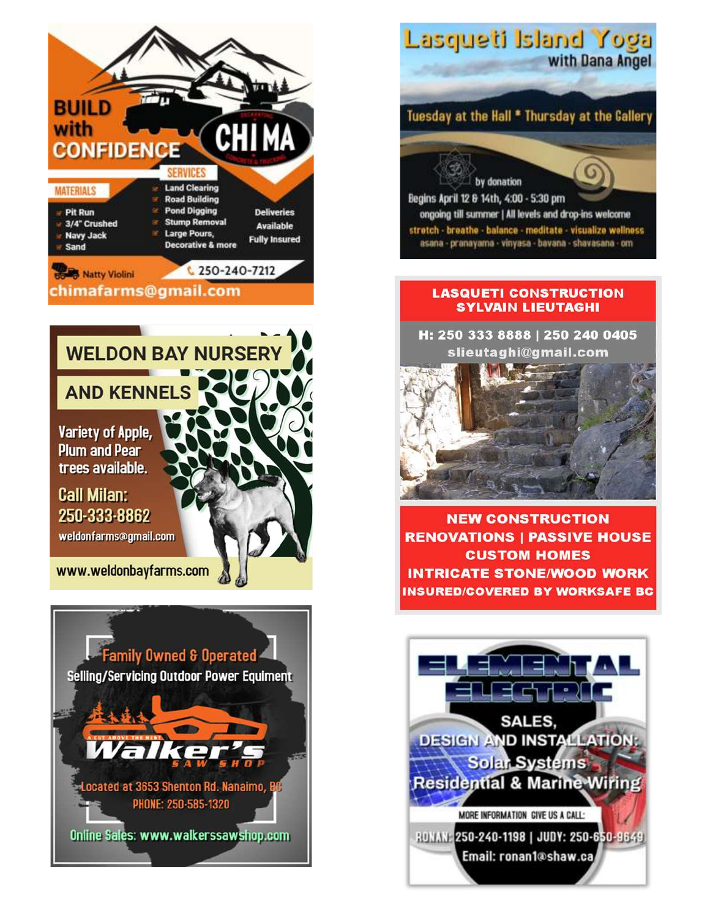## CHIMA Excavating, Concrete & Trucking

**BUILD with CONFIDENCE**

**MATERIALS**
- Pit Run
- 3/4" Crushed
- Navy Jack
- Sand

**SERVICES**
- Land Clearing
- Road Building
- Pond Digging
- Stump Removal
- Large Pours, Decorative & more

Deliveries Available

Fully Insured

Natty Violini

250-240-7212

chimafarms@gmail.com

---

## Lasqueti Island Yoga

with Dana Angel

Tuesday at the Hall * Thursday at the Gallery

by donation

Begins April 12 & 14th, 4:00 - 5:30 pm

ongoing till summer | All levels and drop-ins welcome

stretch · breathe · balance · meditate · visualize wellness

asana · pranayama · vinyasa · bavana · shavasana · om

---

## WELDON BAY NURSERY AND KENNELS

Variety of Apple, Plum and Pear trees available.

Call Milan: 250-333-8862

weldonfarms@gmail.com

www.weldonbayfarms.com

---

## LASQUETI CONSTRUCTION
## SYLVAIN LIEUTAGHI

H: 250 333 8888 | 250 240 0405

slieutaghi@gmail.com

NEW CONSTRUCTION

RENOVATIONS | PASSIVE HOUSE

CUSTOM HOMES

INTRICATE STONE/WOOD WORK

INSURED/COVERED BY WORKSAFE BC

---

## Walker's Saw Shop

A CUT ABOVE THE REST

Family Owned & Operated

Selling/Servicing Outdoor Power Equipment

Located at 3653 Shenton Rd. Nanaimo, BC

PHONE: 250-585-1320

Online Sales: www.walkerssawshop.com

---

## ELEMENTAL ELECTRIC

SALES, DESIGN AND INSTALLATION:

Solar Systems

Residential & Marine Wiring

MORE INFORMATION GIVE US A CALL:

RONAN: 250-240-1198 | JUDY: 250-650-9649

Email: ronan1@shaw.ca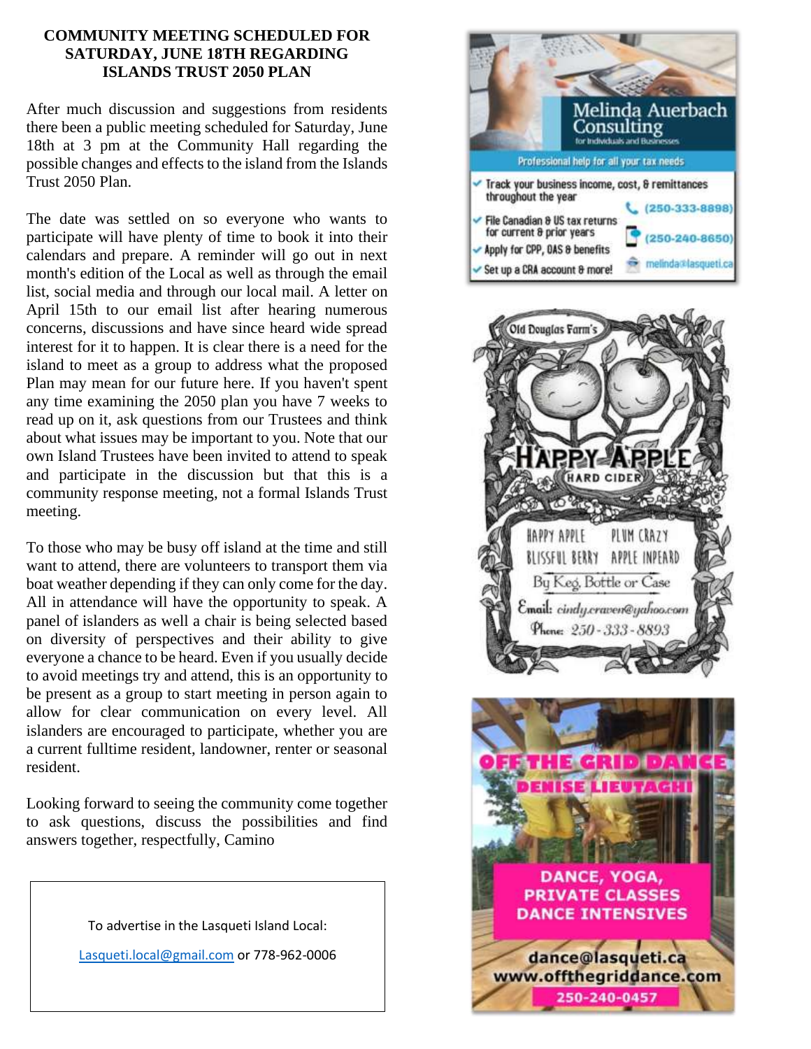## COMMUNITY MEETING SCHEDULED FOR SATURDAY, JUNE 18TH REGARDING ISLANDS TRUST 2050 PLAN

After much discussion and suggestions from residents there been a public meeting scheduled for Saturday, June 18th at 3 pm at the Community Hall regarding the possible changes and effects to the island from the Islands Trust 2050 Plan.

The date was settled on so everyone who wants to participate will have plenty of time to book it into their calendars and prepare. A reminder will go out in next month's edition of the Local as well as through the email list, social media and through our local mail. A letter on April 15th to our email list after hearing numerous concerns, discussions and have since heard wide spread interest for it to happen. It is clear there is a need for the island to meet as a group to address what the proposed Plan may mean for our future here. If you haven't spent any time examining the 2050 plan you have 7 weeks to read up on it, ask questions from our Trustees and think about what issues may be important to you. Note that our own Island Trustees have been invited to attend to speak and participate in the discussion but that this is a community response meeting, not a formal Islands Trust meeting.

To those who may be busy off island at the time and still want to attend, there are volunteers to transport them via boat weather depending if they can only come for the day. All in attendance will have the opportunity to speak. A panel of islanders as well a chair is being selected based on diversity of perspectives and their ability to give everyone a chance to be heard. Even if you usually decide to avoid meetings try and attend, this is an opportunity to be present as a group to start meeting in person again to allow for clear communication on every level. All islanders are encouraged to participate, whether you are a current fulltime resident, landowner, renter or seasonal resident.

Looking forward to seeing the community come together to ask questions, discuss the possibilities and find answers together, respectfully, Camino

To advertise in the Lasqueti Island Local:

Lasqueti.local@gmail.com or 778-962-0006

---

**Melinda Auerbach Consulting**
for Individuals and Businesses

Professional help for all your tax needs

- Track your business income, cost, & remittances throughout the year
- File Canadian & US tax returns for current & prior years
- Apply for CPP, OAS & benefits
- Set up a CRA account & more!

(250-333-8898)
(250-240-8650)
melinda@lasqueti.ca

---

Old Douglas Farm's

**HAPPY APPLE**
HARD CIDER

HAPPY APPLE — PLUM CRAZY
BLISSFUL BERRY — APPLE INPEARD

By Keg, Bottle or Case

Email: cindy.craven@yahoo.com
Phone: 250-333-8893

---

**OFF THE GRID DANCE**
DENISE LIEUTAGHI

DANCE, YOGA,
PRIVATE CLASSES
DANCE INTENSIVES

dance@lasqueti.ca
www.offthegriddance.com
250-240-0457